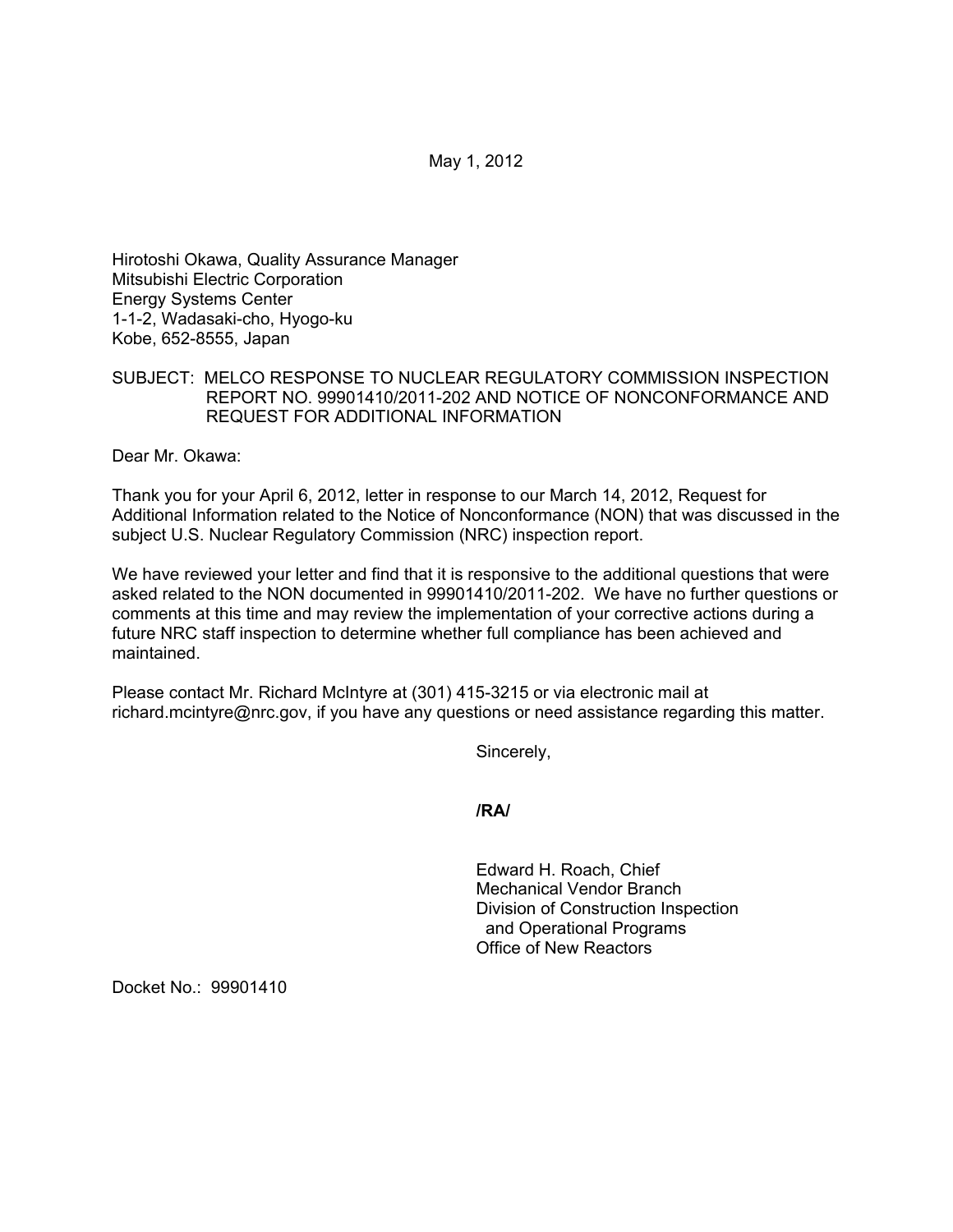May 1, 2012

Hirotoshi Okawa, Quality Assurance Manager
Mitsubishi Electric Corporation
Energy Systems Center
1-1-2, Wadasaki-cho, Hyogo-ku
Kobe, 652-8555, Japan

SUBJECT: MELCO RESPONSE TO NUCLEAR REGULATORY COMMISSION INSPECTION REPORT NO. 99901410/2011-202 AND NOTICE OF NONCONFORMANCE AND REQUEST FOR ADDITIONAL INFORMATION

Dear Mr. Okawa:

Thank you for your April 6, 2012, letter in response to our March 14, 2012, Request for Additional Information related to the Notice of Nonconformance (NON) that was discussed in the subject U.S. Nuclear Regulatory Commission (NRC) inspection report.

We have reviewed your letter and find that it is responsive to the additional questions that were asked related to the NON documented in 99901410/2011-202. We have no further questions or comments at this time and may review the implementation of your corrective actions during a future NRC staff inspection to determine whether full compliance has been achieved and maintained.

Please contact Mr. Richard McIntyre at (301) 415-3215 or via electronic mail at richard.mcintyre@nrc.gov, if you have any questions or need assistance regarding this matter.

Sincerely,

**/RA/**

Edward H. Roach, Chief
Mechanical Vendor Branch
Division of Construction Inspection
and Operational Programs
Office of New Reactors

Docket No.: 99901410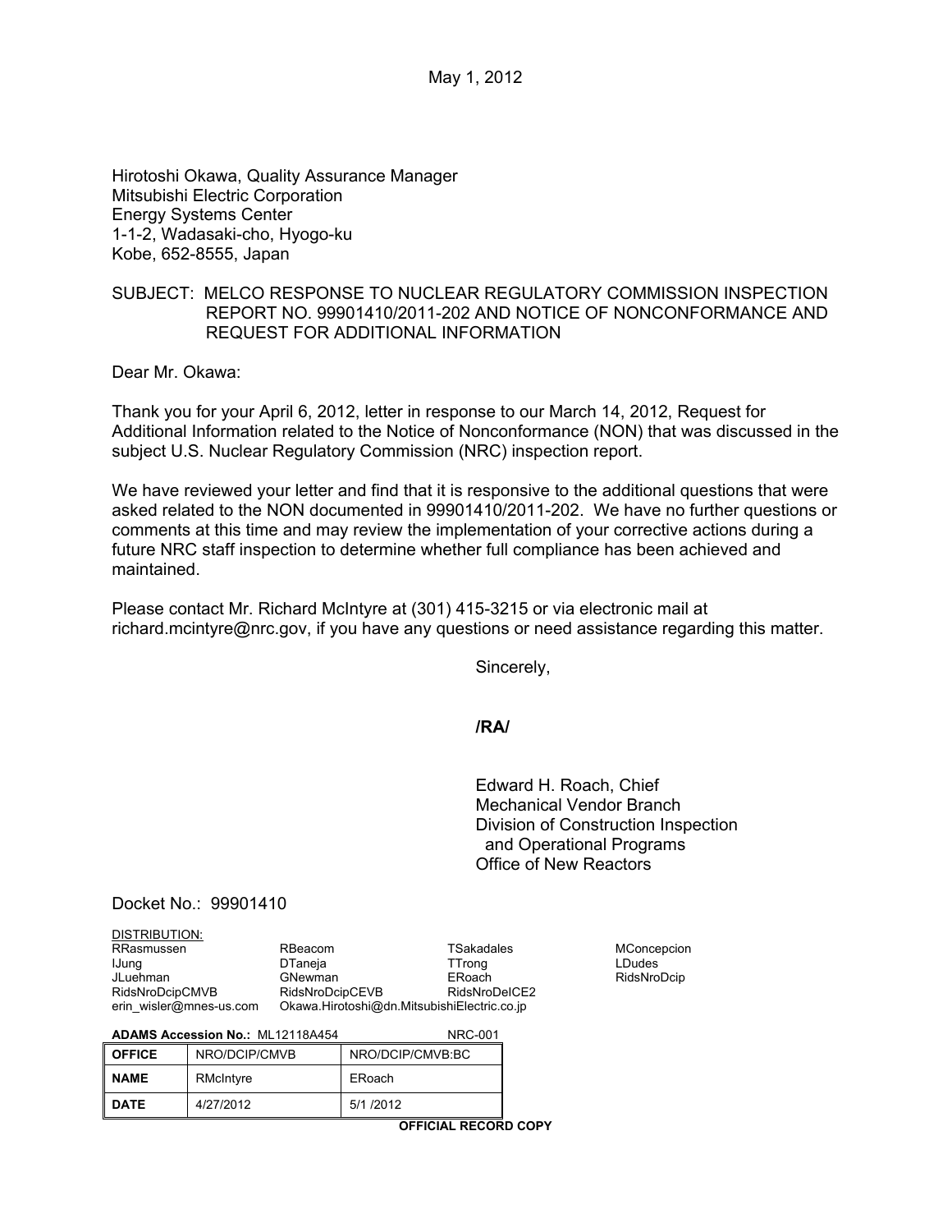May 1, 2012

Hirotoshi Okawa, Quality Assurance Manager
Mitsubishi Electric Corporation
Energy Systems Center
1-1-2, Wadasaki-cho, Hyogo-ku
Kobe, 652-8555, Japan

SUBJECT: MELCO RESPONSE TO NUCLEAR REGULATORY COMMISSION INSPECTION REPORT NO. 99901410/2011-202 AND NOTICE OF NONCONFORMANCE AND REQUEST FOR ADDITIONAL INFORMATION

Dear Mr. Okawa:

Thank you for your April 6, 2012, letter in response to our March 14, 2012, Request for Additional Information related to the Notice of Nonconformance (NON) that was discussed in the subject U.S. Nuclear Regulatory Commission (NRC) inspection report.

We have reviewed your letter and find that it is responsive to the additional questions that were asked related to the NON documented in 99901410/2011-202. We have no further questions or comments at this time and may review the implementation of your corrective actions during a future NRC staff inspection to determine whether full compliance has been achieved and maintained.

Please contact Mr. Richard McIntyre at (301) 415-3215 or via electronic mail at richard.mcintyre@nrc.gov, if you have any questions or need assistance regarding this matter.

Sincerely,

**/RA/**

Edward H. Roach, Chief
Mechanical Vendor Branch
Division of Construction Inspection
and Operational Programs
Office of New Reactors

Docket No.: 99901410

DISTRIBUTION:
RRasmussen RBeacom TSakadales MConcepcion
IJung DTaneja TTrong LDudes
JLuehman GNewman ERoach RidsNroDcip
RidsNroDcipCMVB RidsNroDcipCEVB RidsNroDeICE2
erin_wisler@mnes-us.com Okawa.Hirotoshi@dn.MitsubishiElectric.co.jp

**ADAMS Accession No.:** ML12118A454 NRC-001

| **OFFICE** | NRO/DCIP/CMVB | NRO/DCIP/CMVB:BC |
|---|---|---|
| **NAME** | RMcIntyre | ERoach |
| **DATE** | 4/27/2012 | 5/1 /2012 |

**OFFICIAL RECORD COPY**